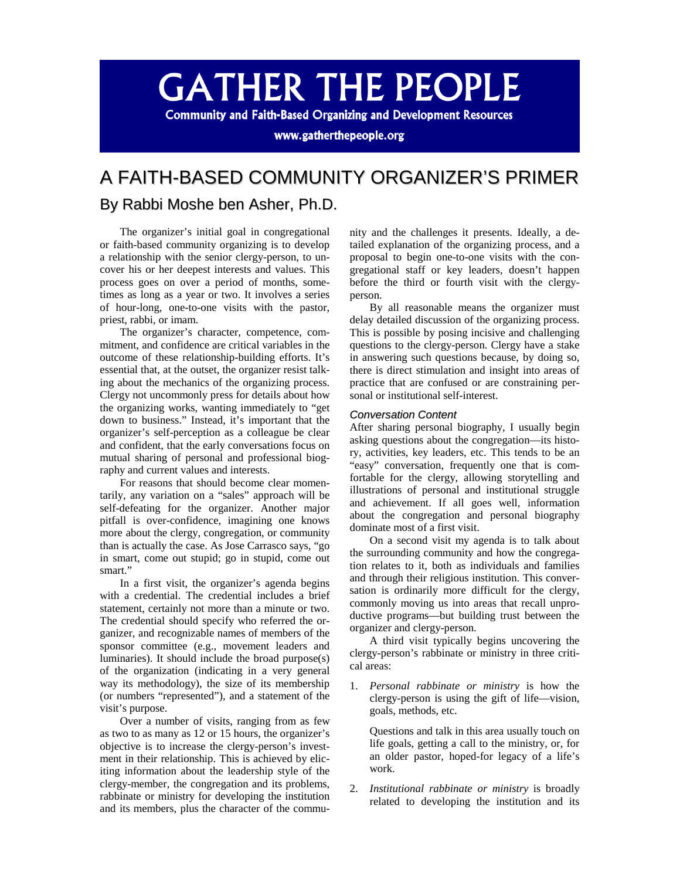# GATHER THE PEOPLE

**Community and Faith-Based Organizing and Development Resources**

**www.gatherthepeople.org**

# A FAITH-BASED COMMUNITY ORGANIZER'S PRIMER

## By Rabbi Moshe ben Asher, Ph.D.

The organizer's initial goal in congregational or faith-based community organizing is to develop a relationship with the senior clergy-person, to uncover his or her deepest interests and values. This process goes on over a period of months, sometimes as long as a year or two. It involves a series of hour-long, one-to-one visits with the pastor, priest, rabbi, or imam.

The organizer's character, competence, commitment, and confidence are critical variables in the outcome of these relationship-building efforts. It's essential that, at the outset, the organizer resist talking about the mechanics of the organizing process. Clergy not uncommonly press for details about how the organizing works, wanting immediately to "get down to business." Instead, it's important that the organizer's self-perception as a colleague be clear and confident, that the early conversations focus on mutual sharing of personal and professional biography and current values and interests.

For reasons that should become clear momentarily, any variation on a "sales" approach will be self-defeating for the organizer. Another major pitfall is over-confidence, imagining one knows more about the clergy, congregation, or community than is actually the case. As Jose Carrasco says, "go in smart, come out stupid; go in stupid, come out smart."

In a first visit, the organizer's agenda begins with a credential. The credential includes a brief statement, certainly not more than a minute or two. The credential should specify who referred the organizer, and recognizable names of members of the sponsor committee (e.g., movement leaders and luminaries). It should include the broad purpose(s) of the organization (indicating in a very general way its methodology), the size of its membership (or numbers "represented"), and a statement of the visit's purpose.

Over a number of visits, ranging from as few as two to as many as 12 or 15 hours, the organizer's objective is to increase the clergy-person's investment in their relationship. This is achieved by eliciting information about the leadership style of the clergy-member, the congregation and its problems, rabbinate or ministry for developing the institution and its members, plus the character of the community and the challenges it presents. Ideally, a detailed explanation of the organizing process, and a proposal to begin one-to-one visits with the congregational staff or key leaders, doesn't happen before the third or fourth visit with the clergy-person.

By all reasonable means the organizer must delay detailed discussion of the organizing process. This is possible by posing incisive and challenging questions to the clergy-person. Clergy have a stake in answering such questions because, by doing so, there is direct stimulation and insight into areas of practice that are confused or are constraining personal or institutional self-interest.

### *Conversation Content*

After sharing personal biography, I usually begin asking questions about the congregation—its history, activities, key leaders, etc. This tends to be an "easy" conversation, frequently one that is comfortable for the clergy, allowing storytelling and illustrations of personal and institutional struggle and achievement. If all goes well, information about the congregation and personal biography dominate most of a first visit.

On a second visit my agenda is to talk about the surrounding community and how the congregation relates to it, both as individuals and families and through their religious institution. This conversation is ordinarily more difficult for the clergy, commonly moving us into areas that recall unproductive programs—but building trust between the organizer and clergy-person.

A third visit typically begins uncovering the clergy-person's rabbinate or ministry in three critical areas:

1. *Personal rabbinate or ministry* is how the clergy-person is using the gift of life—vision, goals, methods, etc.

   Questions and talk in this area usually touch on life goals, getting a call to the ministry, or, for an older pastor, hoped-for legacy of a life's work.

2. *Institutional rabbinate or ministry* is broadly related to developing the institution and its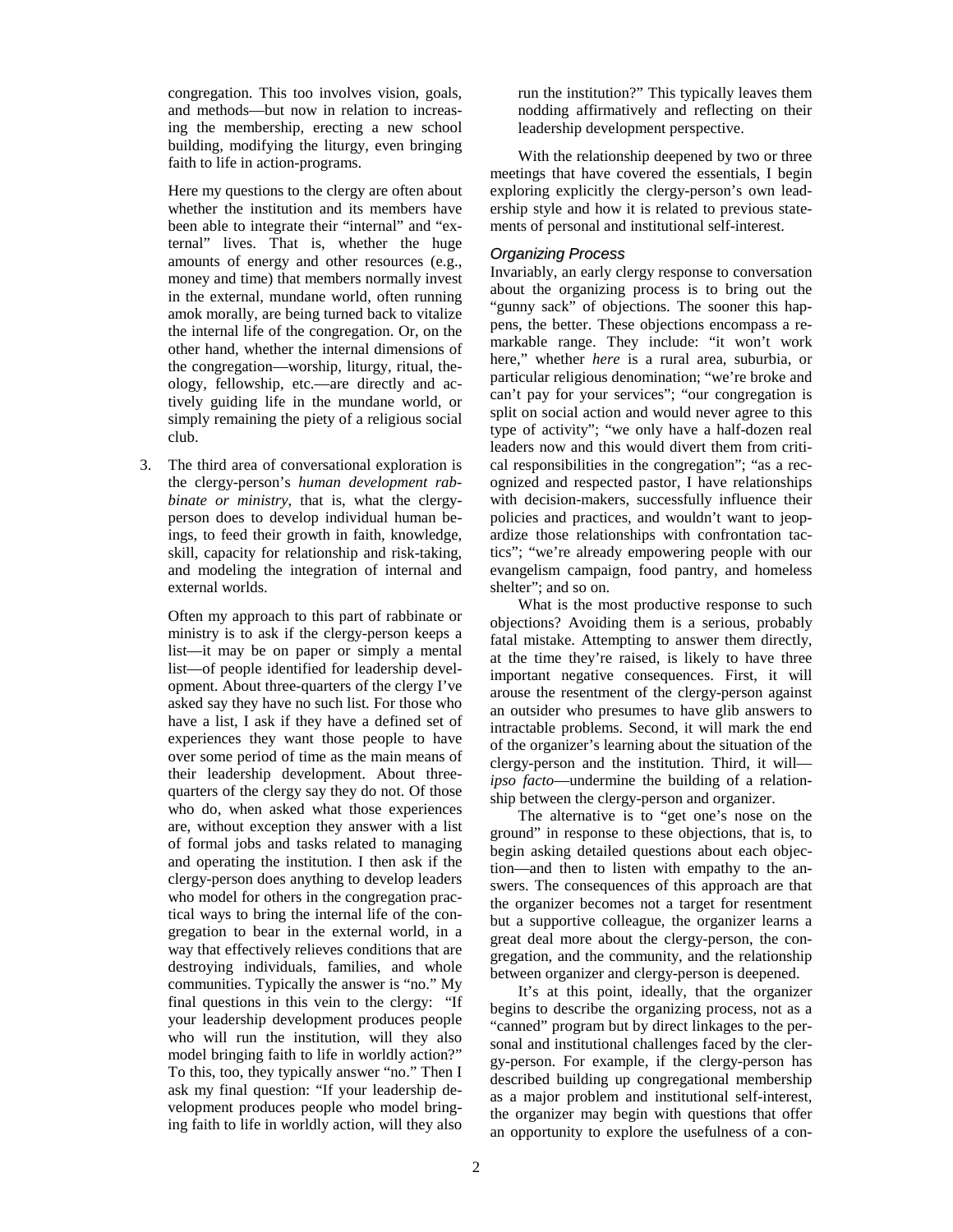congregation. This too involves vision, goals, and methods—but now in relation to increasing the membership, erecting a new school building, modifying the liturgy, even bringing faith to life in action-programs.

Here my questions to the clergy are often about whether the institution and its members have been able to integrate their "internal" and "external" lives. That is, whether the huge amounts of energy and other resources (e.g., money and time) that members normally invest in the external, mundane world, often running amok morally, are being turned back to vitalize the internal life of the congregation. Or, on the other hand, whether the internal dimensions of the congregation—worship, liturgy, ritual, theology, fellowship, etc.—are directly and actively guiding life in the mundane world, or simply remaining the piety of a religious social club.

3. The third area of conversational exploration is the clergy-person's *human development rabbinate or ministry*, that is, what the clergy-person does to develop individual human beings, to feed their growth in faith, knowledge, skill, capacity for relationship and risk-taking, and modeling the integration of internal and external worlds.

   Often my approach to this part of rabbinate or ministry is to ask if the clergy-person keeps a list—it may be on paper or simply a mental list—of people identified for leadership development. About three-quarters of the clergy I've asked say they have no such list. For those who have a list, I ask if they have a defined set of experiences they want those people to have over some period of time as the main means of their leadership development. About three-quarters of the clergy say they do not. Of those who do, when asked what those experiences are, without exception they answer with a list of formal jobs and tasks related to managing and operating the institution. I then ask if the clergy-person does anything to develop leaders who model for others in the congregation practical ways to bring the internal life of the congregation to bear in the external world, in a way that effectively relieves conditions that are destroying individuals, families, and whole communities. Typically the answer is "no." My final questions in this vein to the clergy: "If your leadership development produces people who will run the institution, will they also model bringing faith to life in worldly action?" To this, too, they typically answer "no." Then I ask my final question: "If your leadership development produces people who model bringing faith to life in worldly action, will they also run the institution?" This typically leaves them nodding affirmatively and reflecting on their leadership development perspective.

With the relationship deepened by two or three meetings that have covered the essentials, I begin exploring explicitly the clergy-person's own leadership style and how it is related to previous statements of personal and institutional self-interest.

### *Organizing Process*

Invariably, an early clergy response to conversation about the organizing process is to bring out the "gunny sack" of objections. The sooner this happens, the better. These objections encompass a remarkable range. They include: "it won't work here," whether *here* is a rural area, suburbia, or particular religious denomination; "we're broke and can't pay for your services"; "our congregation is split on social action and would never agree to this type of activity"; "we only have a half-dozen real leaders now and this would divert them from critical responsibilities in the congregation"; "as a recognized and respected pastor, I have relationships with decision-makers, successfully influence their policies and practices, and wouldn't want to jeopardize those relationships with confrontation tactics"; "we're already empowering people with our evangelism campaign, food pantry, and homeless shelter"; and so on.

What is the most productive response to such objections? Avoiding them is a serious, probably fatal mistake. Attempting to answer them directly, at the time they're raised, is likely to have three important negative consequences. First, it will arouse the resentment of the clergy-person against an outsider who presumes to have glib answers to intractable problems. Second, it will mark the end of the organizer's learning about the situation of the clergy-person and the institution. Third, it will—*ipso facto*—undermine the building of a relationship between the clergy-person and organizer.

The alternative is to "get one's nose on the ground" in response to these objections, that is, to begin asking detailed questions about each objection—and then to listen with empathy to the answers. The consequences of this approach are that the organizer becomes not a target for resentment but a supportive colleague, the organizer learns a great deal more about the clergy-person, the congregation, and the community, and the relationship between organizer and clergy-person is deepened.

It's at this point, ideally, that the organizer begins to describe the organizing process, not as a "canned" program but by direct linkages to the personal and institutional challenges faced by the clergy-person. For example, if the clergy-person has described building up congregational membership as a major problem and institutional self-interest, the organizer may begin with questions that offer an opportunity to explore the usefulness of a con-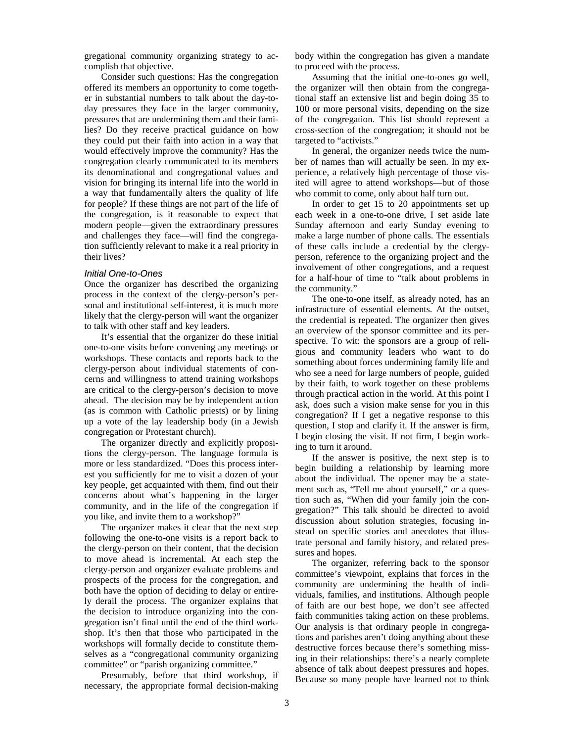gregational community organizing strategy to accomplish that objective.

Consider such questions: Has the congregation offered its members an opportunity to come together in substantial numbers to talk about the day-to-day pressures they face in the larger community, pressures that are undermining them and their families? Do they receive practical guidance on how they could put their faith into action in a way that would effectively improve the community? Has the congregation clearly communicated to its members its denominational and congregational values and vision for bringing its internal life into the world in a way that fundamentally alters the quality of life for people? If these things are not part of the life of the congregation, is it reasonable to expect that modern people—given the extraordinary pressures and challenges they face—will find the congregation sufficiently relevant to make it a real priority in their lives?

### *Initial One-to-Ones*

Once the organizer has described the organizing process in the context of the clergy-person's personal and institutional self-interest, it is much more likely that the clergy-person will want the organizer to talk with other staff and key leaders.

It's essential that the organizer do these initial one-to-one visits before convening any meetings or workshops. These contacts and reports back to the clergy-person about individual statements of concerns and willingness to attend training workshops are critical to the clergy-person's decision to move ahead. The decision may be by independent action (as is common with Catholic priests) or by lining up a vote of the lay leadership body (in a Jewish congregation or Protestant church).

The organizer directly and explicitly propositions the clergy-person. The language formula is more or less standardized. "Does this process interest you sufficiently for me to visit a dozen of your key people, get acquainted with them, find out their concerns about what's happening in the larger community, and in the life of the congregation if you like, and invite them to a workshop?"

The organizer makes it clear that the next step following the one-to-one visits is a report back to the clergy-person on their content, that the decision to move ahead is incremental. At each step the clergy-person and organizer evaluate problems and prospects of the process for the congregation, and both have the option of deciding to delay or entirely derail the process. The organizer explains that the decision to introduce organizing into the congregation isn't final until the end of the third workshop. It's then that those who participated in the workshops will formally decide to constitute themselves as a "congregational community organizing committee" or "parish organizing committee."

Presumably, before that third workshop, if necessary, the appropriate formal decision-making body within the congregation has given a mandate to proceed with the process.

Assuming that the initial one-to-ones go well, the organizer will then obtain from the congregational staff an extensive list and begin doing 35 to 100 or more personal visits, depending on the size of the congregation. This list should represent a cross-section of the congregation; it should not be targeted to "activists."

In general, the organizer needs twice the number of names than will actually be seen. In my experience, a relatively high percentage of those visited will agree to attend workshops—but of those who commit to come, only about half turn out.

In order to get 15 to 20 appointments set up each week in a one-to-one drive, I set aside late Sunday afternoon and early Sunday evening to make a large number of phone calls. The essentials of these calls include a credential by the clergy-person, reference to the organizing project and the involvement of other congregations, and a request for a half-hour of time to "talk about problems in the community."

The one-to-one itself, as already noted, has an infrastructure of essential elements. At the outset, the credential is repeated. The organizer then gives an overview of the sponsor committee and its perspective. To wit: the sponsors are a group of religious and community leaders who want to do something about forces undermining family life and who see a need for large numbers of people, guided by their faith, to work together on these problems through practical action in the world. At this point I ask, does such a vision make sense for you in this congregation? If I get a negative response to this question, I stop and clarify it. If the answer is firm, I begin closing the visit. If not firm, I begin working to turn it around.

If the answer is positive, the next step is to begin building a relationship by learning more about the individual. The opener may be a statement such as, "Tell me about yourself," or a question such as, "When did your family join the congregation?" This talk should be directed to avoid discussion about solution strategies, focusing instead on specific stories and anecdotes that illustrate personal and family history, and related pressures and hopes.

The organizer, referring back to the sponsor committee's viewpoint, explains that forces in the community are undermining the health of individuals, families, and institutions. Although people of faith are our best hope, we don't see affected faith communities taking action on these problems. Our analysis is that ordinary people in congregations and parishes aren't doing anything about these destructive forces because there's something missing in their relationships: there's a nearly complete absence of talk about deepest pressures and hopes. Because so many people have learned not to think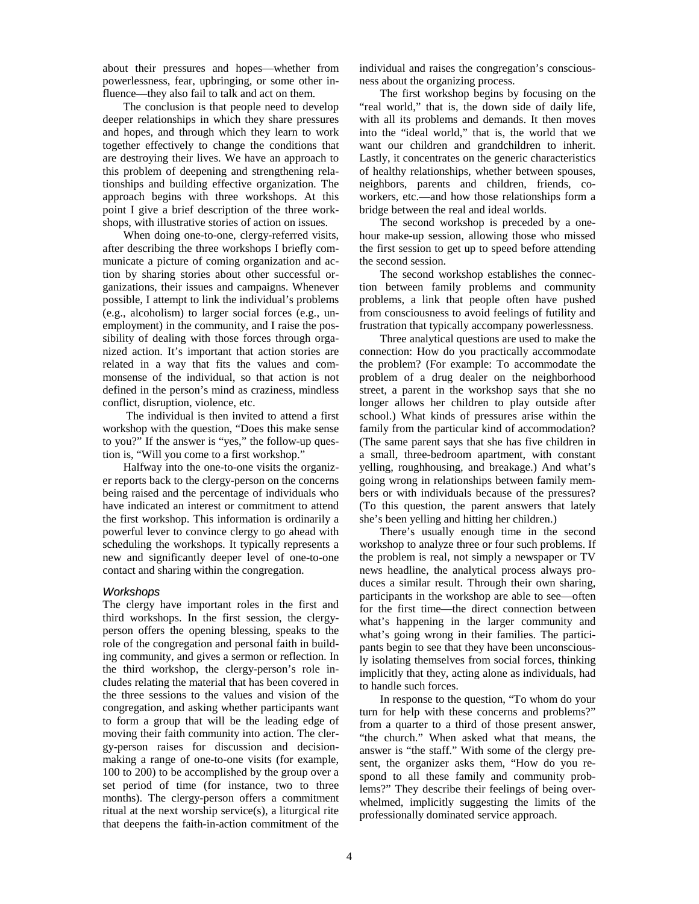about their pressures and hopes—whether from powerlessness, fear, upbringing, or some other influence—they also fail to talk and act on them.

The conclusion is that people need to develop deeper relationships in which they share pressures and hopes, and through which they learn to work together effectively to change the conditions that are destroying their lives. We have an approach to this problem of deepening and strengthening relationships and building effective organization. The approach begins with three workshops. At this point I give a brief description of the three workshops, with illustrative stories of action on issues.

When doing one-to-one, clergy-referred visits, after describing the three workshops I briefly communicate a picture of coming organization and action by sharing stories about other successful organizations, their issues and campaigns. Whenever possible, I attempt to link the individual's problems (e.g., alcoholism) to larger social forces (e.g., unemployment) in the community, and I raise the possibility of dealing with those forces through organized action. It's important that action stories are related in a way that fits the values and commonsense of the individual, so that action is not defined in the person's mind as craziness, mindless conflict, disruption, violence, etc.

The individual is then invited to attend a first workshop with the question, "Does this make sense to you?" If the answer is "yes," the follow-up question is, "Will you come to a first workshop."

Halfway into the one-to-one visits the organizer reports back to the clergy-person on the concerns being raised and the percentage of individuals who have indicated an interest or commitment to attend the first workshop. This information is ordinarily a powerful lever to convince clergy to go ahead with scheduling the workshops. It typically represents a new and significantly deeper level of one-to-one contact and sharing within the congregation.

### *Workshops*

The clergy have important roles in the first and third workshops. In the first session, the clergy-person offers the opening blessing, speaks to the role of the congregation and personal faith in building community, and gives a sermon or reflection. In the third workshop, the clergy-person's role includes relating the material that has been covered in the three sessions to the values and vision of the congregation, and asking whether participants want to form a group that will be the leading edge of moving their faith community into action. The clergy-person raises for discussion and decision-making a range of one-to-one visits (for example, 100 to 200) to be accomplished by the group over a set period of time (for instance, two to three months). The clergy-person offers a commitment ritual at the next worship service(s), a liturgical rite that deepens the faith-in-action commitment of the individual and raises the congregation's consciousness about the organizing process.

The first workshop begins by focusing on the "real world," that is, the down side of daily life, with all its problems and demands. It then moves into the "ideal world," that is, the world that we want our children and grandchildren to inherit. Lastly, it concentrates on the generic characteristics of healthy relationships, whether between spouses, neighbors, parents and children, friends, co-workers, etc.—and how those relationships form a bridge between the real and ideal worlds.

The second workshop is preceded by a one-hour make-up session, allowing those who missed the first session to get up to speed before attending the second session.

The second workshop establishes the connection between family problems and community problems, a link that people often have pushed from consciousness to avoid feelings of futility and frustration that typically accompany powerlessness.

Three analytical questions are used to make the connection: How do you practically accommodate the problem? (For example: To accommodate the problem of a drug dealer on the neighborhood street, a parent in the workshop says that she no longer allows her children to play outside after school.) What kinds of pressures arise within the family from the particular kind of accommodation? (The same parent says that she has five children in a small, three-bedroom apartment, with constant yelling, roughhousing, and breakage.) And what's going wrong in relationships between family members or with individuals because of the pressures? (To this question, the parent answers that lately she's been yelling and hitting her children.)

There's usually enough time in the second workshop to analyze three or four such problems. If the problem is real, not simply a newspaper or TV news headline, the analytical process always produces a similar result. Through their own sharing, participants in the workshop are able to see—often for the first time—the direct connection between what's happening in the larger community and what's going wrong in their families. The participants begin to see that they have been unconsciously isolating themselves from social forces, thinking implicitly that they, acting alone as individuals, had to handle such forces.

In response to the question, "To whom do your turn for help with these concerns and problems?" from a quarter to a third of those present answer, "the church." When asked what that means, the answer is "the staff." With some of the clergy present, the organizer asks them, "How do you respond to all these family and community problems?" They describe their feelings of being overwhelmed, implicitly suggesting the limits of the professionally dominated service approach.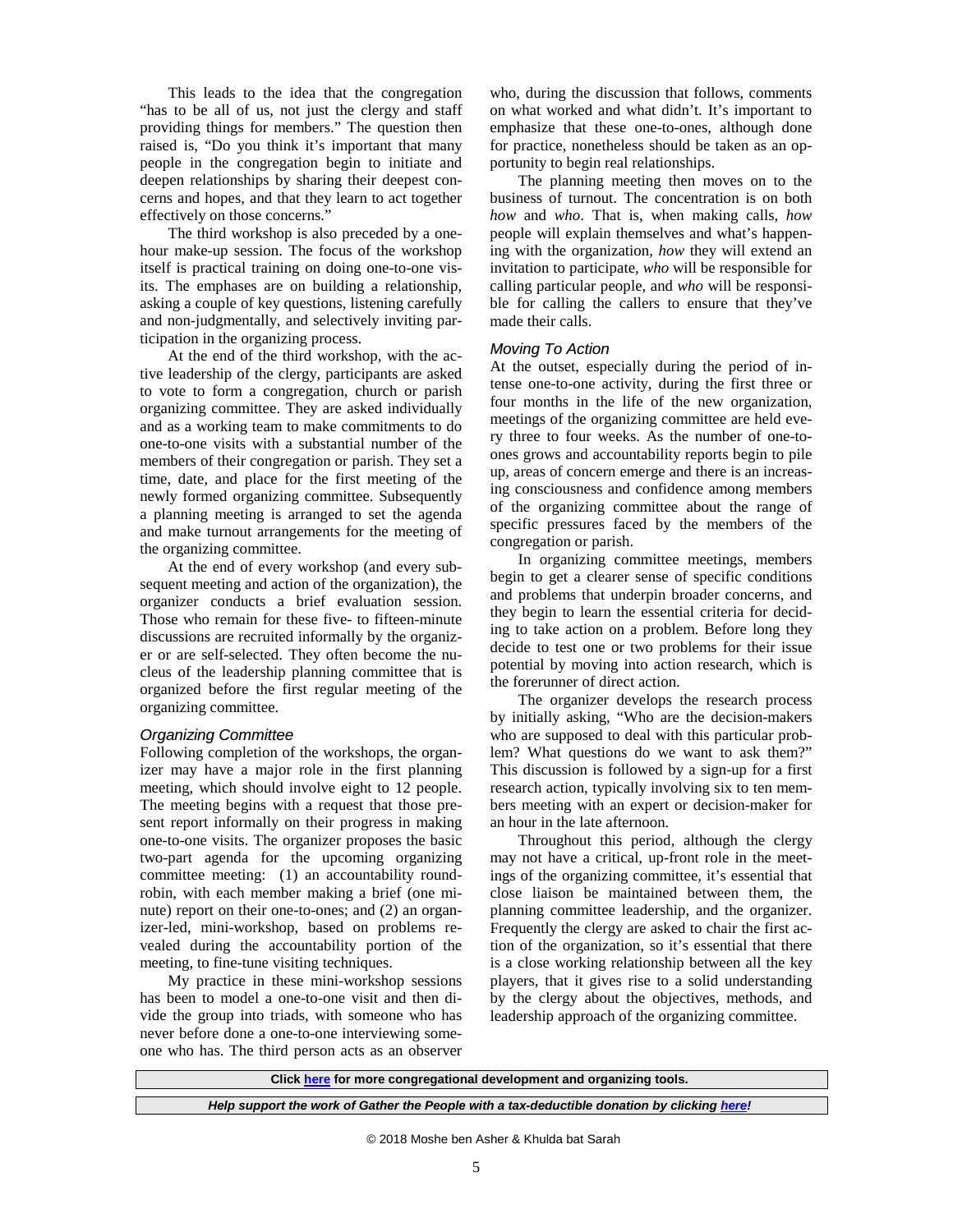This leads to the idea that the congregation "has to be all of us, not just the clergy and staff providing things for members." The question then raised is, "Do you think it's important that many people in the congregation begin to initiate and deepen relationships by sharing their deepest concerns and hopes, and that they learn to act together effectively on those concerns."

The third workshop is also preceded by a one-hour make-up session. The focus of the workshop itself is practical training on doing one-to-one visits. The emphases are on building a relationship, asking a couple of key questions, listening carefully and non-judgmentally, and selectively inviting participation in the organizing process.

At the end of the third workshop, with the active leadership of the clergy, participants are asked to vote to form a congregation, church or parish organizing committee. They are asked individually and as a working team to make commitments to do one-to-one visits with a substantial number of the members of their congregation or parish. They set a time, date, and place for the first meeting of the newly formed organizing committee. Subsequently a planning meeting is arranged to set the agenda and make turnout arrangements for the meeting of the organizing committee.

At the end of every workshop (and every subsequent meeting and action of the organization), the organizer conducts a brief evaluation session. Those who remain for these five- to fifteen-minute discussions are recruited informally by the organizer or are self-selected. They often become the nucleus of the leadership planning committee that is organized before the first regular meeting of the organizing committee.

### *Organizing Committee*

Following completion of the workshops, the organizer may have a major role in the first planning meeting, which should involve eight to 12 people. The meeting begins with a request that those present report informally on their progress in making one-to-one visits. The organizer proposes the basic two-part agenda for the upcoming organizing committee meeting: (1) an accountability round-robin, with each member making a brief (one minute) report on their one-to-ones; and (2) an organizer-led, mini-workshop, based on problems revealed during the accountability portion of the meeting, to fine-tune visiting techniques.

My practice in these mini-workshop sessions has been to model a one-to-one visit and then divide the group into triads, with someone who has never before done a one-to-one interviewing someone who has. The third person acts as an observer who, during the discussion that follows, comments on what worked and what didn't. It's important to emphasize that these one-to-ones, although done for practice, nonetheless should be taken as an opportunity to begin real relationships.

The planning meeting then moves on to the business of turnout. The concentration is on both *how* and *who*. That is, when making calls, *how* people will explain themselves and what's happening with the organization, *how* they will extend an invitation to participate, *who* will be responsible for calling particular people, and *who* will be responsible for calling the callers to ensure that they've made their calls.

### *Moving To Action*

At the outset, especially during the period of intense one-to-one activity, during the first three or four months in the life of the new organization, meetings of the organizing committee are held every three to four weeks. As the number of one-to-ones grows and accountability reports begin to pile up, areas of concern emerge and there is an increasing consciousness and confidence among members of the organizing committee about the range of specific pressures faced by the members of the congregation or parish.

In organizing committee meetings, members begin to get a clearer sense of specific conditions and problems that underpin broader concerns, and they begin to learn the essential criteria for deciding to take action on a problem. Before long they decide to test one or two problems for their issue potential by moving into action research, which is the forerunner of direct action.

The organizer develops the research process by initially asking, "Who are the decision-makers who are supposed to deal with this particular problem? What questions do we want to ask them?" This discussion is followed by a sign-up for a first research action, typically involving six to ten members meeting with an expert or decision-maker for an hour in the late afternoon.

Throughout this period, although the clergy may not have a critical, up-front role in the meetings of the organizing committee, it's essential that close liaison be maintained between them, the planning committee leadership, and the organizer. Frequently the clergy are asked to chair the first action of the organization, so it's essential that there is a close working relationship between all the key players, that it gives rise to a solid understanding by the clergy about the objectives, methods, and leadership approach of the organizing committee.

**Click here for more congregational development and organizing tools.**

***Help support the work of Gather the People with a tax-deductible donation by clicking here!***

© 2018 Moshe ben Asher & Khulda bat Sarah